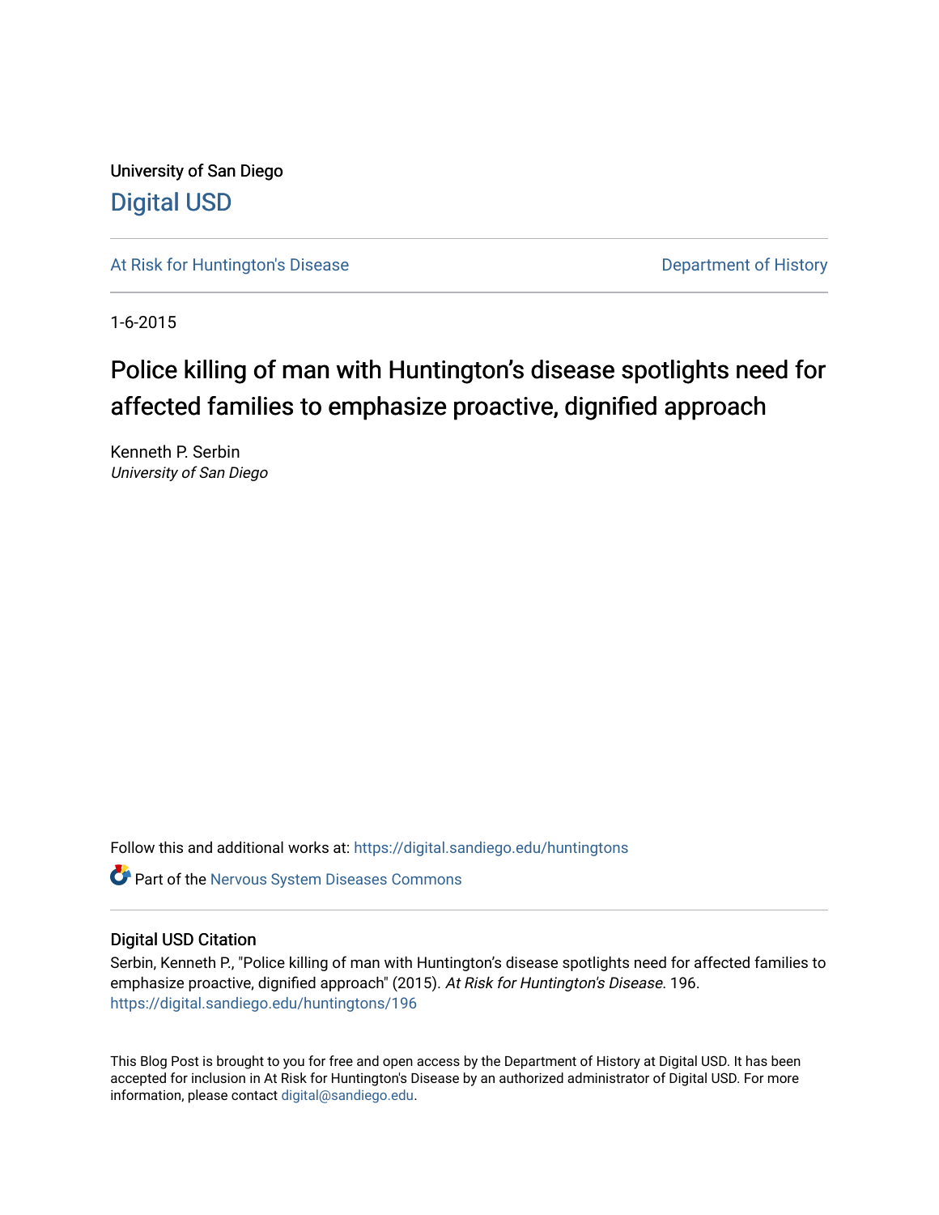University of San Diego

Digital USD

At Risk for Huntington's Disease

Department of History

1-6-2015

# Police killing of man with Huntington's disease spotlights need for affected families to emphasize proactive, dignified approach

Kenneth P. Serbin
*University of San Diego*

Follow this and additional works at: https://digital.sandiego.edu/huntingtons

Part of the Nervous System Diseases Commons

## Digital USD Citation

Serbin, Kenneth P., "Police killing of man with Huntington's disease spotlights need for affected families to emphasize proactive, dignified approach" (2015). *At Risk for Huntington's Disease*. 196.
https://digital.sandiego.edu/huntingtons/196

This Blog Post is brought to you for free and open access by the Department of History at Digital USD. It has been accepted for inclusion in At Risk for Huntington's Disease by an authorized administrator of Digital USD. For more information, please contact digital@sandiego.edu.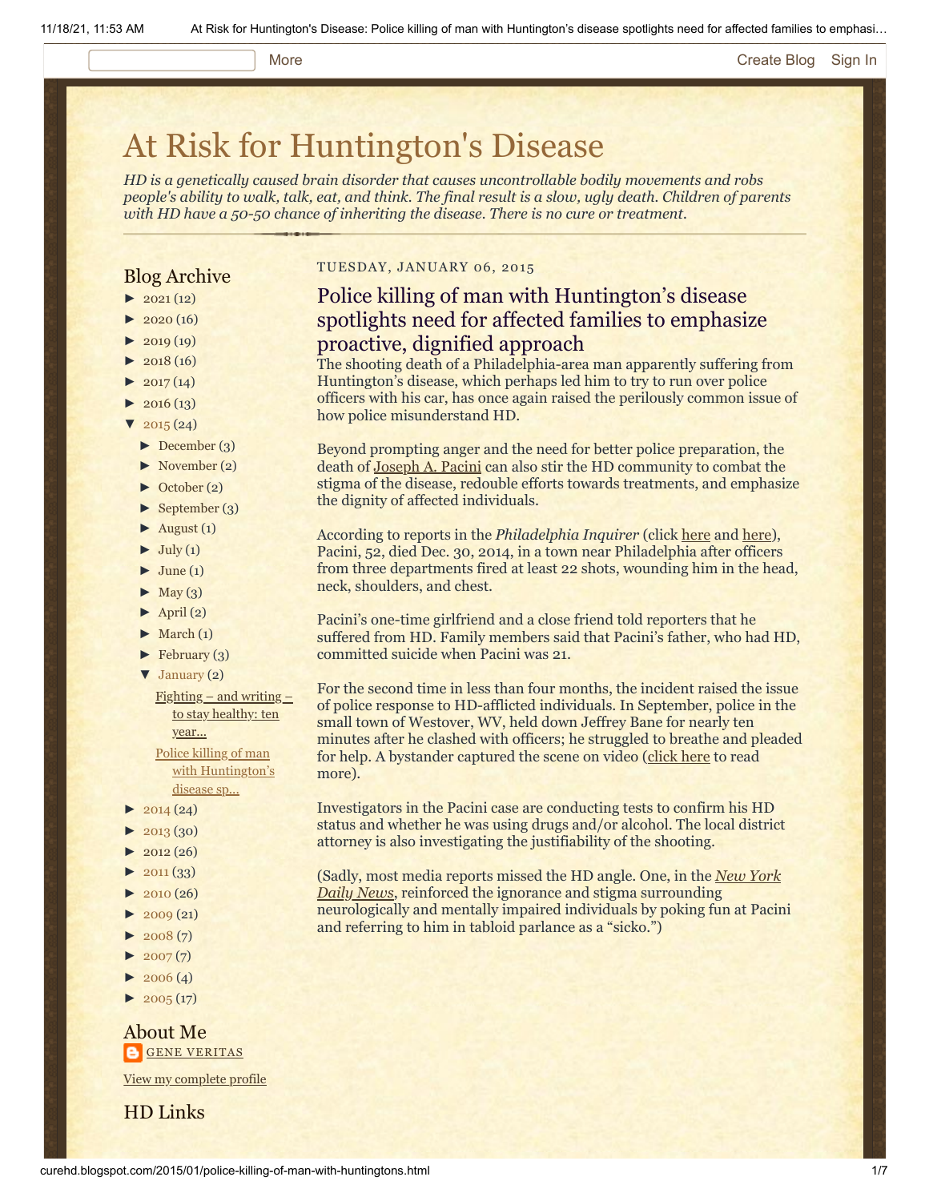# At Risk for Huntington's Disease

*HD is a genetically caused brain disorder that causes uncontrollable bodily movements and robs people's ability to walk, talk, eat, and think. The final result is a slow, ugly death. Children of parents with HD have a 50-50 chance of inheriting the disease. There is no cure or treatment.*

## Blog Archive

- ► 2021 (12)
- ► 2020 (16)
- ► 2019 (19)
- ► 2018 (16)
- ► 2017 (14)
- ► 2016 (13)
- ▼ 2015 (24)
  - ► December (3)
  - ► November (2)
  - ► October (2)
  - ► September (3)
  - ► August (1)
  - ► July (1)
  - ► June (1)
  - ► May (3)
  - ► April (2)
  - ► March (1)
  - ► February (3)
  - ▼ January (2)
    - Fighting – and writing – to stay healthy: ten year...
    - Police killing of man with Huntington's disease sp...
- ► 2014 (24)
- ► 2013 (30)
- ► 2012 (26)
- ► 2011 (33)
- ► 2010 (26)
- ► 2009 (21)
- ► 2008 (7)
- ► 2007 (7)
- ► 2006 (4)
- ► 2005 (17)

## About Me

GENE VERITAS

View my complete profile

## HD Links

TUESDAY, JANUARY 06, 2015

## Police killing of man with Huntington's disease spotlights need for affected families to emphasize proactive, dignified approach

The shooting death of a Philadelphia-area man apparently suffering from Huntington's disease, which perhaps led him to try to run over police officers with his car, has once again raised the perilously common issue of how police misunderstand HD.

Beyond prompting anger and the need for better police preparation, the death of Joseph A. Pacini can also stir the HD community to combat the stigma of the disease, redouble efforts towards treatments, and emphasize the dignity of affected individuals.

According to reports in the *Philadelphia Inquirer* (click here and here), Pacini, 52, died Dec. 30, 2014, in a town near Philadelphia after officers from three departments fired at least 22 shots, wounding him in the head, neck, shoulders, and chest.

Pacini's one-time girlfriend and a close friend told reporters that he suffered from HD. Family members said that Pacini's father, who had HD, committed suicide when Pacini was 21.

For the second time in less than four months, the incident raised the issue of police response to HD-afflicted individuals. In September, police in the small town of Westover, WV, held down Jeffrey Bane for nearly ten minutes after he clashed with officers; he struggled to breathe and pleaded for help. A bystander captured the scene on video (click here to read more).

Investigators in the Pacini case are conducting tests to confirm his HD status and whether he was using drugs and/or alcohol. The local district attorney is also investigating the justifiability of the shooting.

(Sadly, most media reports missed the HD angle. One, in the *New York Daily News*, reinforced the ignorance and stigma surrounding neurologically and mentally impaired individuals by poking fun at Pacini and referring to him in tabloid parlance as a "sicko.")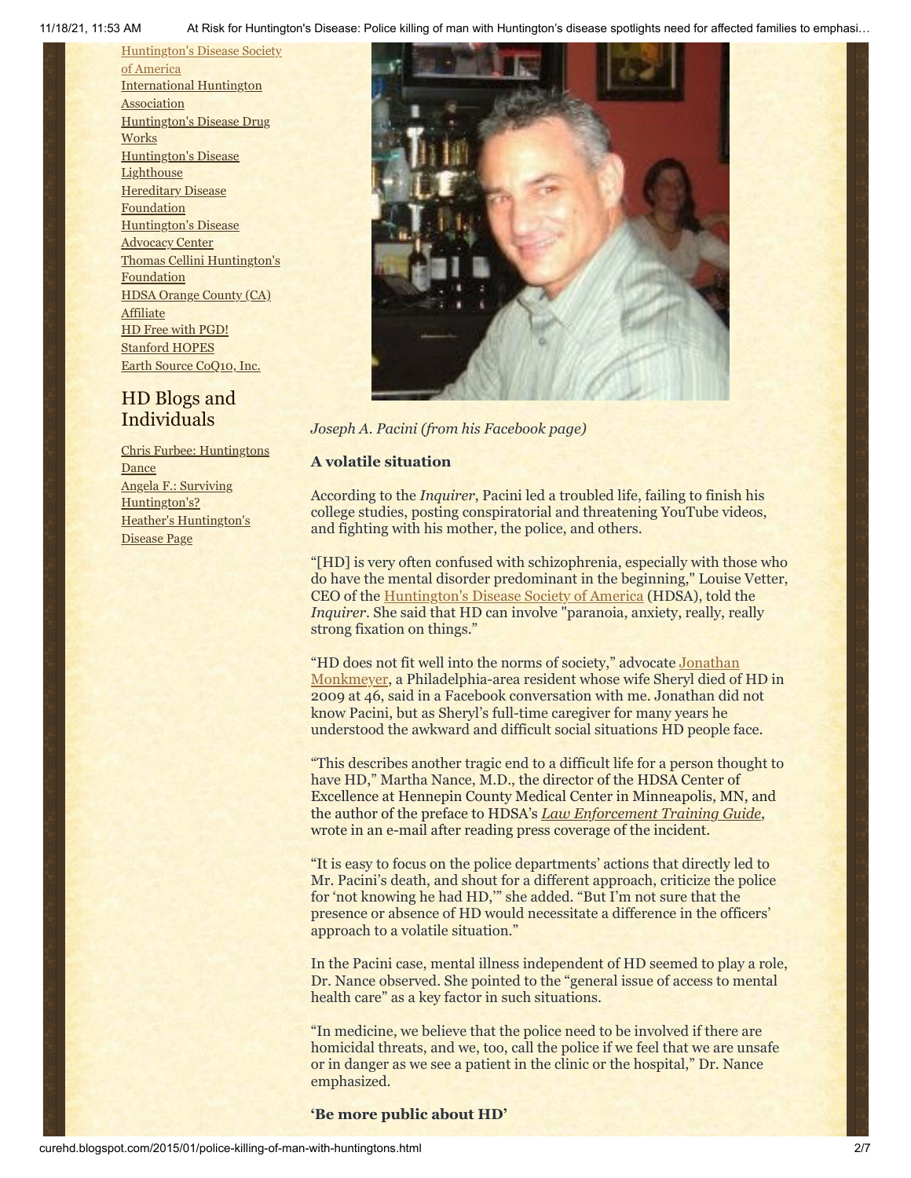[Huntington's Disease Society of America](#)
[International Huntington Association](#)
[Huntington's Disease Drug Works](#)
[Huntington's Disease Lighthouse](#)
[Hereditary Disease Foundation](#)
[Huntington's Disease Advocacy Center](#)
[Thomas Cellini Huntington's Foundation](#)
[HDSA Orange County (CA) Affiliate](#)
[HD Free with PGD!](#)
[Stanford HOPES](#)
[Earth Source CoQ10, Inc.](#)

## HD Blogs and Individuals

[Chris Furbee: Huntingtons Dance](#)
[Angela F.: Surviving Huntington's?](#)
[Heather's Huntington's Disease Page](#)

*Joseph A. Pacini (from his Facebook page)*

**A volatile situation**

According to the *Inquirer*, Pacini led a troubled life, failing to finish his college studies, posting conspiratorial and threatening YouTube videos, and fighting with his mother, the police, and others.

"[HD] is very often confused with schizophrenia, especially with those who do have the mental disorder predominant in the beginning," Louise Vetter, CEO of the Huntington's Disease Society of America (HDSA), told the *Inquirer*. She said that HD can involve "paranoia, anxiety, really, really strong fixation on things."

"HD does not fit well into the norms of society," advocate Jonathan Monkmeyer, a Philadelphia-area resident whose wife Sheryl died of HD in 2009 at 46, said in a Facebook conversation with me. Jonathan did not know Pacini, but as Sheryl's full-time caregiver for many years he understood the awkward and difficult social situations HD people face.

"This describes another tragic end to a difficult life for a person thought to have HD," Martha Nance, M.D., the director of the HDSA Center of Excellence at Hennepin County Medical Center in Minneapolis, MN, and the author of the preface to HDSA's *Law Enforcement Training Guide*, wrote in an e-mail after reading press coverage of the incident.

"It is easy to focus on the police departments' actions that directly led to Mr. Pacini's death, and shout for a different approach, criticize the police for 'not knowing he had HD,'" she added. "But I'm not sure that the presence or absence of HD would necessitate a difference in the officers' approach to a volatile situation."

In the Pacini case, mental illness independent of HD seemed to play a role, Dr. Nance observed. She pointed to the "general issue of access to mental health care" as a key factor in such situations.

"In medicine, we believe that the police need to be involved if there are homicidal threats, and we, too, call the police if we feel that we are unsafe or in danger as we see a patient in the clinic or the hospital," Dr. Nance emphasized.

**'Be more public about HD'**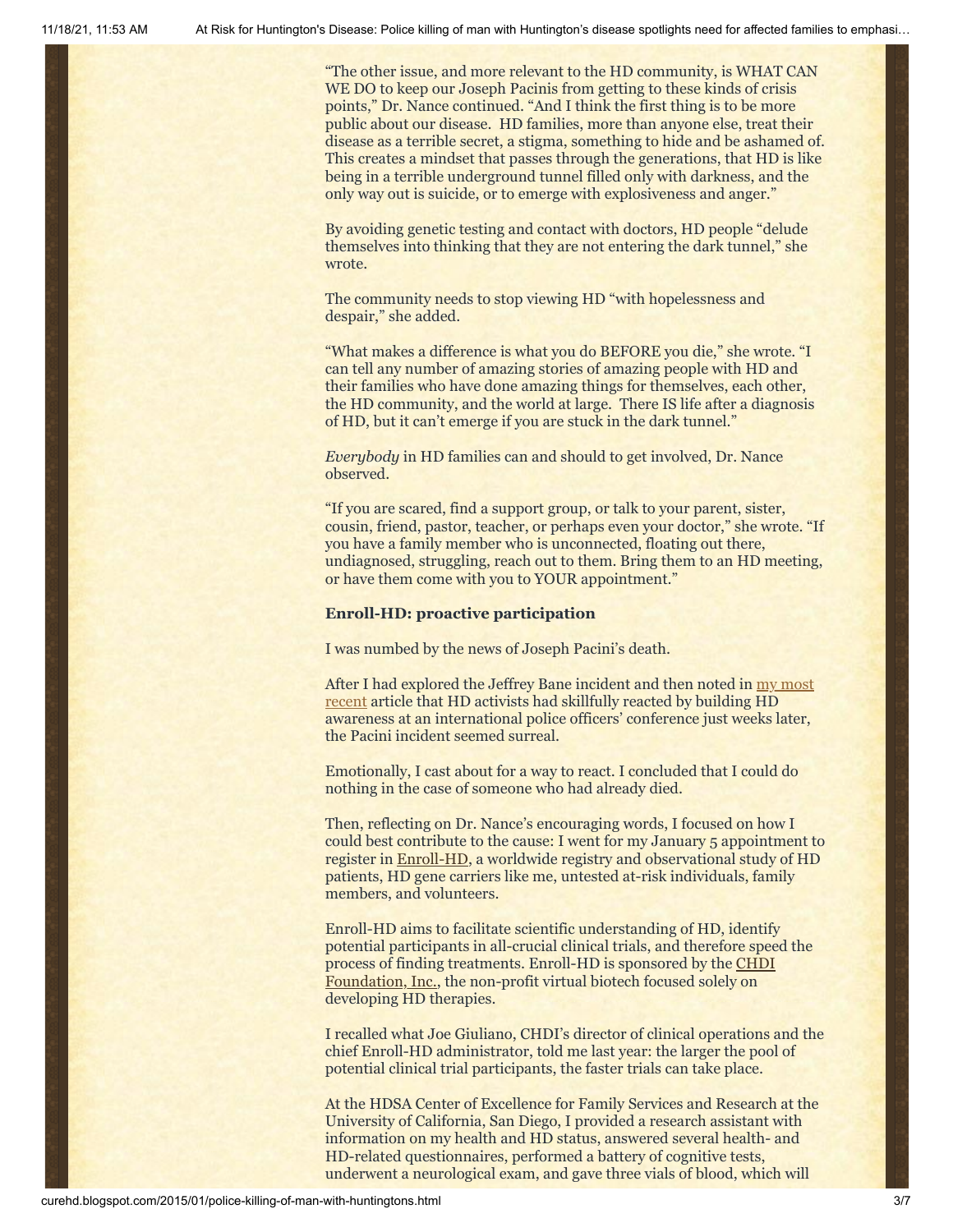"The other issue, and more relevant to the HD community, is WHAT CAN WE DO to keep our Joseph Pacinis from getting to these kinds of crisis points," Dr. Nance continued. "And I think the first thing is to be more public about our disease. HD families, more than anyone else, treat their disease as a terrible secret, a stigma, something to hide and be ashamed of. This creates a mindset that passes through the generations, that HD is like being in a terrible underground tunnel filled only with darkness, and the only way out is suicide, or to emerge with explosiveness and anger."

By avoiding genetic testing and contact with doctors, HD people "delude themselves into thinking that they are not entering the dark tunnel," she wrote.

The community needs to stop viewing HD "with hopelessness and despair," she added.

"What makes a difference is what you do BEFORE you die," she wrote. "I can tell any number of amazing stories of amazing people with HD and their families who have done amazing things for themselves, each other, the HD community, and the world at large. There IS life after a diagnosis of HD, but it can't emerge if you are stuck in the dark tunnel."

*Everybody* in HD families can and should to get involved, Dr. Nance observed.

"If you are scared, find a support group, or talk to your parent, sister, cousin, friend, pastor, teacher, or perhaps even your doctor," she wrote. "If you have a family member who is unconnected, floating out there, undiagnosed, struggling, reach out to them. Bring them to an HD meeting, or have them come with you to YOUR appointment."

**Enroll-HD: proactive participation**

I was numbed by the news of Joseph Pacini's death.

After I had explored the Jeffrey Bane incident and then noted in my most recent article that HD activists had skillfully reacted by building HD awareness at an international police officers' conference just weeks later, the Pacini incident seemed surreal.

Emotionally, I cast about for a way to react. I concluded that I could do nothing in the case of someone who had already died.

Then, reflecting on Dr. Nance's encouraging words, I focused on how I could best contribute to the cause: I went for my January 5 appointment to register in Enroll-HD, a worldwide registry and observational study of HD patients, HD gene carriers like me, untested at-risk individuals, family members, and volunteers.

Enroll-HD aims to facilitate scientific understanding of HD, identify potential participants in all-crucial clinical trials, and therefore speed the process of finding treatments. Enroll-HD is sponsored by the CHDI Foundation, Inc., the non-profit virtual biotech focused solely on developing HD therapies.

I recalled what Joe Giuliano, CHDI's director of clinical operations and the chief Enroll-HD administrator, told me last year: the larger the pool of potential clinical trial participants, the faster trials can take place.

At the HDSA Center of Excellence for Family Services and Research at the University of California, San Diego, I provided a research assistant with information on my health and HD status, answered several health- and HD-related questionnaires, performed a battery of cognitive tests, underwent a neurological exam, and gave three vials of blood, which will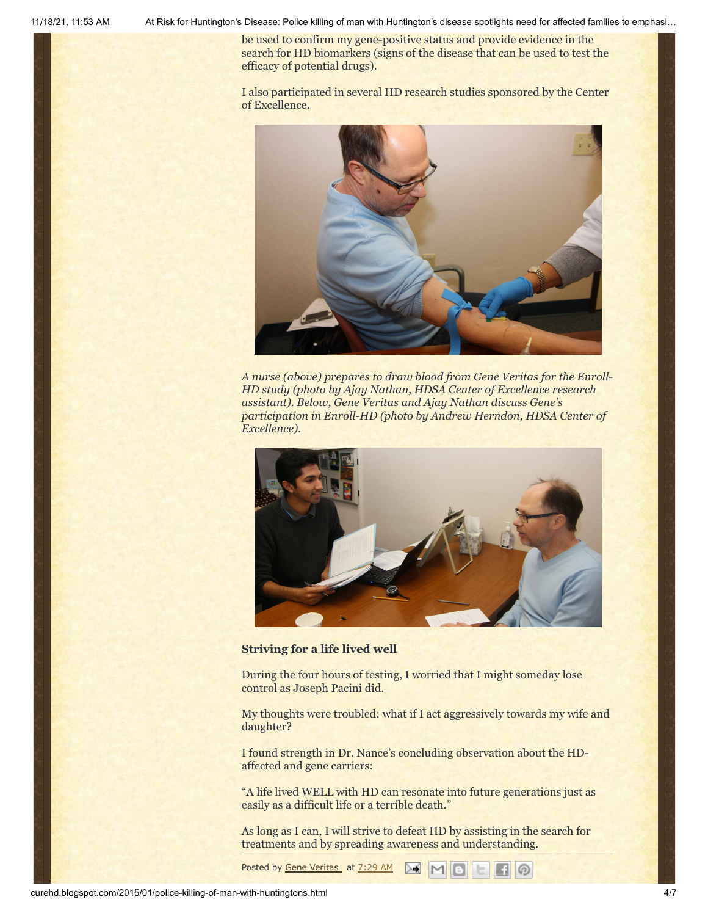be used to confirm my gene-positive status and provide evidence in the search for HD biomarkers (signs of the disease that can be used to test the efficacy of potential drugs).

I also participated in several HD research studies sponsored by the Center of Excellence.

*A nurse (above) prepares to draw blood from Gene Veritas for the Enroll-HD study (photo by Ajay Nathan, HDSA Center of Excellence research assistant). Below, Gene Veritas and Ajay Nathan discuss Gene's participation in Enroll-HD (photo by Andrew Herndon, HDSA Center of Excellence).*

### Striving for a life lived well

During the four hours of testing, I worried that I might someday lose control as Joseph Pacini did.

My thoughts were troubled: what if I act aggressively towards my wife and daughter?

I found strength in Dr. Nance's concluding observation about the HD-affected and gene carriers:

"A life lived WELL with HD can resonate into future generations just as easily as a difficult life or a terrible death."

As long as I can, I will strive to defeat HD by assisting in the search for treatments and by spreading awareness and understanding.

Posted by Gene Veritas at 7:29 AM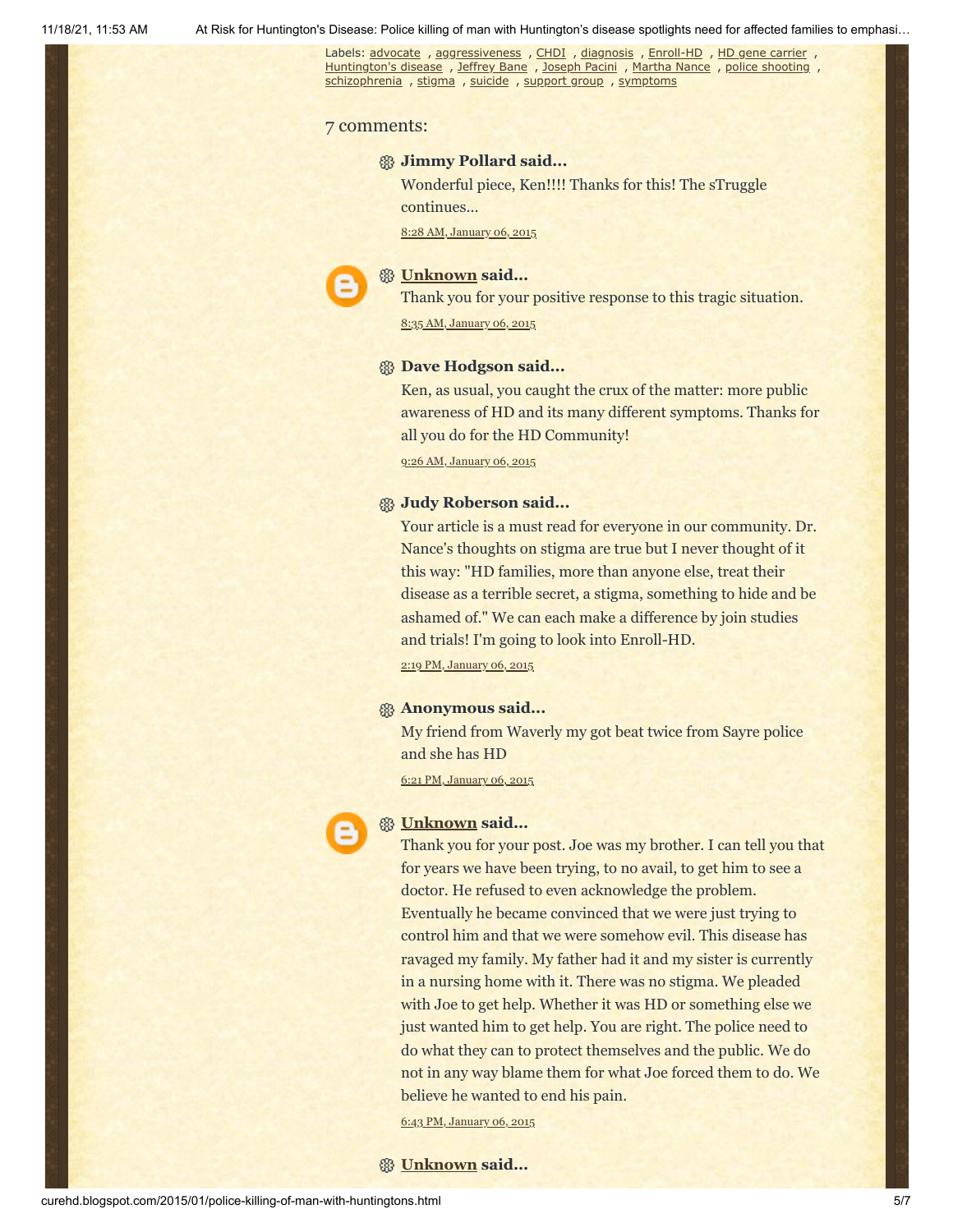Labels: advocate , aggressiveness , CHDI , diagnosis , Enroll-HD , HD gene carrier , Huntington's disease , Jeffrey Bane , Joseph Pacini , Martha Nance , police shooting , schizophrenia , stigma , suicide , support group , symptoms

## 7 comments:

**Jimmy Pollard said...**

Wonderful piece, Ken!!!! Thanks for this! The sTruggle continues...

8:28 AM, January 06, 2015

**Unknown said...**

Thank you for your positive response to this tragic situation.

8:35 AM, January 06, 2015

**Dave Hodgson said...**

Ken, as usual, you caught the crux of the matter: more public awareness of HD and its many different symptoms. Thanks for all you do for the HD Community!

9:26 AM, January 06, 2015

**Judy Roberson said...**

Your article is a must read for everyone in our community. Dr. Nance's thoughts on stigma are true but I never thought of it this way: "HD families, more than anyone else, treat their disease as a terrible secret, a stigma, something to hide and be ashamed of." We can each make a difference by join studies and trials! I'm going to look into Enroll-HD.

2:19 PM, January 06, 2015

**Anonymous said...**

My friend from Waverly my got beat twice from Sayre police and she has HD

6:21 PM, January 06, 2015

**Unknown said...**

Thank you for your post. Joe was my brother. I can tell you that for years we have been trying, to no avail, to get him to see a doctor. He refused to even acknowledge the problem. Eventually he became convinced that we were just trying to control him and that we were somehow evil. This disease has ravaged my family. My father had it and my sister is currently in a nursing home with it. There was no stigma. We pleaded with Joe to get help. Whether it was HD or something else we just wanted him to get help. You are right. The police need to do what they can to protect themselves and the public. We do not in any way blame them for what Joe forced them to do. We believe he wanted to end his pain.

6:43 PM, January 06, 2015

**Unknown said...**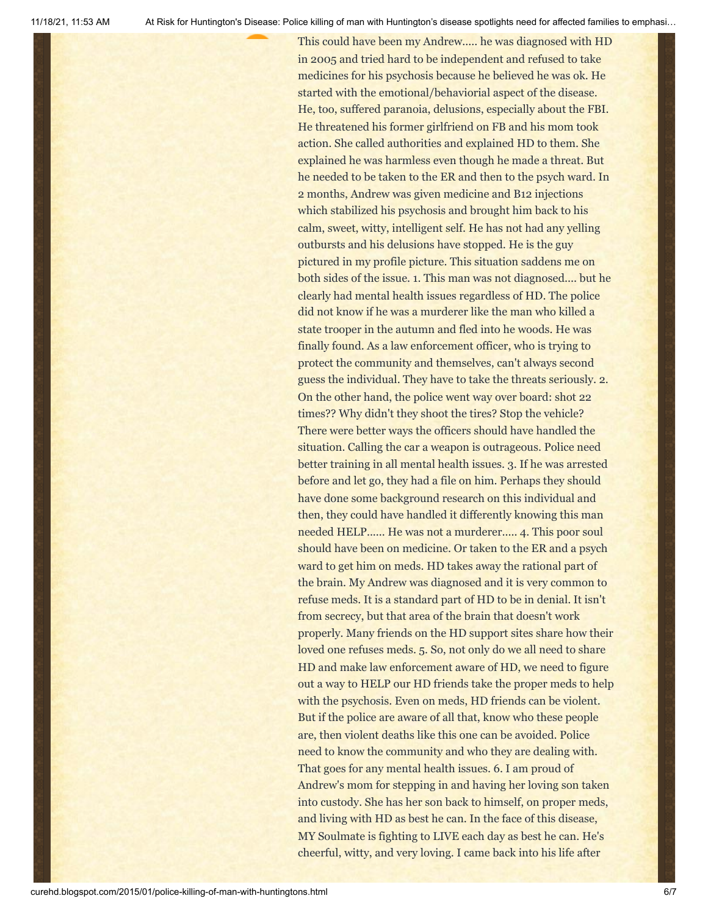This could have been my Andrew..... he was diagnosed with HD in 2005 and tried hard to be independent and refused to take medicines for his psychosis because he believed he was ok. He started with the emotional/behaviorial aspect of the disease. He, too, suffered paranoia, delusions, especially about the FBI. He threatened his former girlfriend on FB and his mom took action. She called authorities and explained HD to them. She explained he was harmless even though he made a threat. But he needed to be taken to the ER and then to the psych ward. In 2 months, Andrew was given medicine and B12 injections which stabilized his psychosis and brought him back to his calm, sweet, witty, intelligent self. He has not had any yelling outbursts and his delusions have stopped. He is the guy pictured in my profile picture. This situation saddens me on both sides of the issue. 1. This man was not diagnosed.... but he clearly had mental health issues regardless of HD. The police did not know if he was a murderer like the man who killed a state trooper in the autumn and fled into he woods. He was finally found. As a law enforcement officer, who is trying to protect the community and themselves, can't always second guess the individual. They have to take the threats seriously. 2. On the other hand, the police went way over board: shot 22 times?? Why didn't they shoot the tires? Stop the vehicle? There were better ways the officers should have handled the situation. Calling the car a weapon is outrageous. Police need better training in all mental health issues. 3. If he was arrested before and let go, they had a file on him. Perhaps they should have done some background research on this individual and then, they could have handled it differently knowing this man needed HELP...... He was not a murderer..... 4. This poor soul should have been on medicine. Or taken to the ER and a psych ward to get him on meds. HD takes away the rational part of the brain. My Andrew was diagnosed and it is very common to refuse meds. It is a standard part of HD to be in denial. It isn't from secrecy, but that area of the brain that doesn't work properly. Many friends on the HD support sites share how their loved one refuses meds. 5. So, not only do we all need to share HD and make law enforcement aware of HD, we need to figure out a way to HELP our HD friends take the proper meds to help with the psychosis. Even on meds, HD friends can be violent. But if the police are aware of all that, know who these people are, then violent deaths like this one can be avoided. Police need to know the community and who they are dealing with. That goes for any mental health issues. 6. I am proud of Andrew's mom for stepping in and having her loving son taken into custody. She has her son back to himself, on proper meds, and living with HD as best he can. In the face of this disease, MY Soulmate is fighting to LIVE each day as best he can. He's cheerful, witty, and very loving. I came back into his life after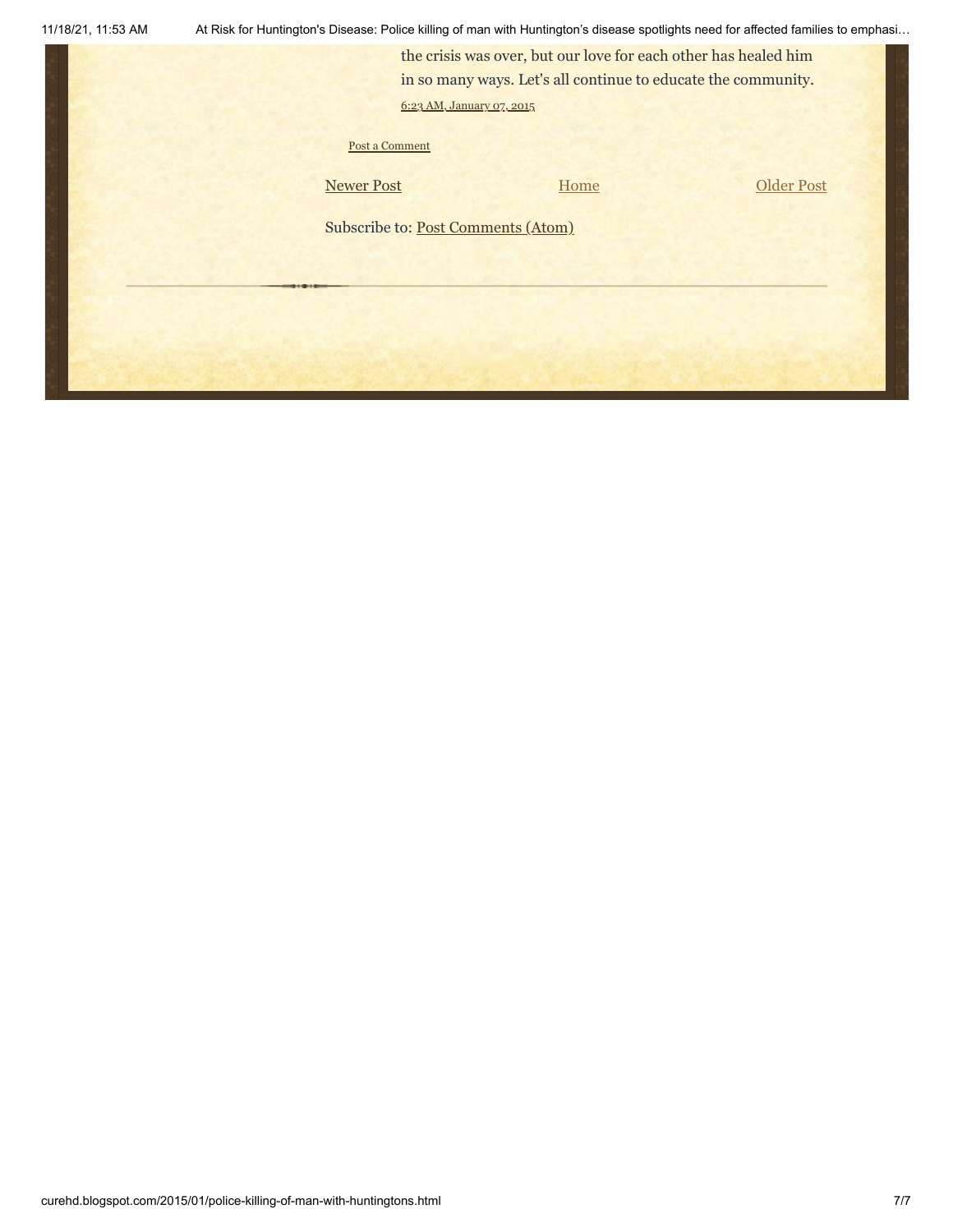the crisis was over, but our love for each other has healed him in so many ways. Let's all continue to educate the community.

6:23 AM, January 07, 2015

Post a Comment

Newer Post　　Home　　Older Post

Subscribe to: Post Comments (Atom)